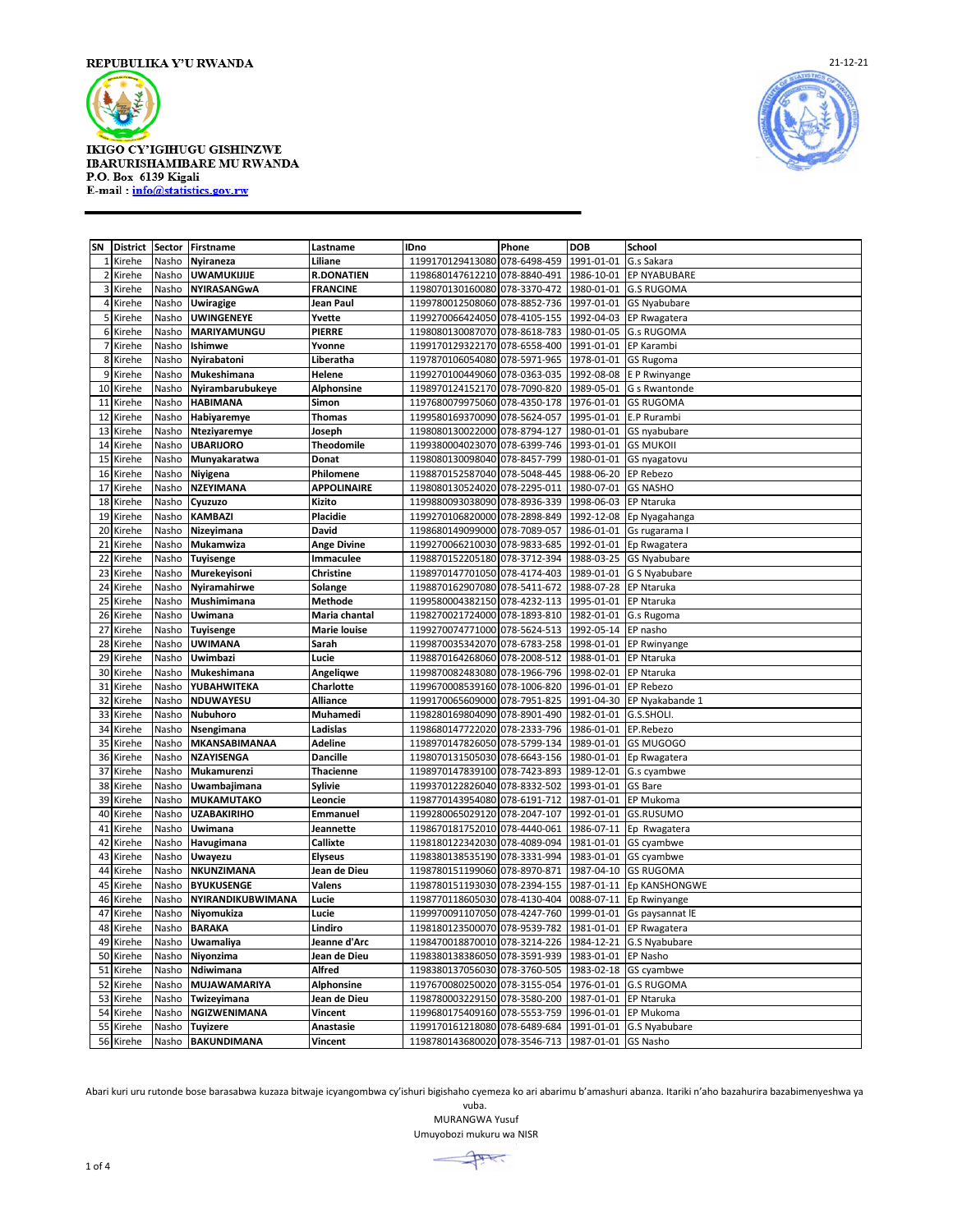REPUBULIKA Y'U RWANDA

21-12-21

IKIGO CY'IGIHUGU GISHINZWE
IBARURISHAMIBARE MU RWANDA
P.O. Box 6139 Kigali
E-mail : info@statistics.gov.rw

| SN | District | Sector | Firstname | Lastname | IDno | Phone | DOB | School |
|---|---|---|---|---|---|---|---|---|
| 1 | Kirehe | Nasho | Nyiraneza | Liliane | 1199170129413080 | 078-6498-459 | 1991-01-01 | G.s Sakara |
| 2 | Kirehe | Nasho | UWAMUKIJIJE | R.DONATIEN | 1198680147612210 | 078-8840-491 | 1986-10-01 | EP NYABUBARE |
| 3 | Kirehe | Nasho | NYIRASANGwA | FRANCINE | 1198070130160080 | 078-3370-472 | 1980-01-01 | G.S RUGOMA |
| 4 | Kirehe | Nasho | Uwiragige | Jean Paul | 1199780012508060 | 078-8852-736 | 1997-01-01 | GS Nyabubare |
| 5 | Kirehe | Nasho | UWINGENEYE | Yvette | 1199270066424050 | 078-4105-155 | 1992-04-03 | EP Rwagatera |
| 6 | Kirehe | Nasho | MARIYAMUNGU | PIERRE | 1198080130087070 | 078-8618-783 | 1980-01-05 | G.s RUGOMA |
| 7 | Kirehe | Nasho | Ishimwe | Yvonne | 1199170129322170 | 078-6558-400 | 1991-01-01 | EP Karambi |
| 8 | Kirehe | Nasho | Nyirabatoni | Liberatha | 1197870106054080 | 078-5971-965 | 1978-01-01 | GS Rugoma |
| 9 | Kirehe | Nasho | Mukeshimana | Helene | 1199270100449060 | 078-0363-035 | 1992-08-08 | E P Rwinyange |
| 10 | Kirehe | Nasho | Nyirambarubukeye | Alphonsine | 1198970124152170 | 078-7090-820 | 1989-05-01 | G s Rwantonde |
| 11 | Kirehe | Nasho | HABIMANA | Simon | 1197680079975060 | 078-4350-178 | 1976-01-01 | GS RUGOMA |
| 12 | Kirehe | Nasho | Habiyaremye | Thomas | 1199580169370090 | 078-5624-057 | 1995-01-01 | E.P Rurambi |
| 13 | Kirehe | Nasho | Nteziyaremye | Joseph | 1198080130022000 | 078-8794-127 | 1980-01-01 | GS nyabubare |
| 14 | Kirehe | Nasho | UBARIJORO | Theodomile | 1199380004023070 | 078-6399-746 | 1993-01-01 | GS MUKOII |
| 15 | Kirehe | Nasho | Munyakaratwa | Donat | 1198080130098040 | 078-8457-799 | 1980-01-01 | GS nyagatovu |
| 16 | Kirehe | Nasho | Niyigena | Philomene | 1198870152587040 | 078-5048-445 | 1988-06-20 | EP Rebezo |
| 17 | Kirehe | Nasho | NZEYIMANA | APPOLINAIRE | 1198080130524020 | 078-2295-011 | 1980-07-01 | GS NASHO |
| 18 | Kirehe | Nasho | Cyuzuzo | Kizito | 1199880093038090 | 078-8936-339 | 1998-06-03 | EP Ntaruka |
| 19 | Kirehe | Nasho | KAMBAZI | Placidie | 1199270106820000 | 078-2898-849 | 1992-12-08 | Ep Nyagahanga |
| 20 | Kirehe | Nasho | Nizeyimana | David | 1198680149099000 | 078-7089-057 | 1986-01-01 | Gs rugarama I |
| 21 | Kirehe | Nasho | Mukamwiza | Ange Divine | 1199270066210030 | 078-9833-685 | 1992-01-01 | Ep Rwagatera |
| 22 | Kirehe | Nasho | Tuyisenge | Immaculee | 1198870152205180 | 078-3712-394 | 1988-03-25 | GS Nyabubare |
| 23 | Kirehe | Nasho | Murekeyisoni | Christine | 1198970147701050 | 078-4174-403 | 1989-01-01 | G S Nyabubare |
| 24 | Kirehe | Nasho | Nyiramahirwe | Solange | 1198870162907080 | 078-5411-672 | 1988-07-28 | EP Ntaruka |
| 25 | Kirehe | Nasho | Mushimimana | Methode | 1199580004382150 | 078-4232-113 | 1995-01-01 | EP Ntaruka |
| 26 | Kirehe | Nasho | Uwimana | Maria chantal | 1198270021724000 | 078-1893-810 | 1982-01-01 | G.s Rugoma |
| 27 | Kirehe | Nasho | Tuyisenge | Marie louise | 1199270074771000 | 078-5624-513 | 1992-05-14 | EP nasho |
| 28 | Kirehe | Nasho | UWIMANA | Sarah | 1199870035342070 | 078-6783-258 | 1998-01-01 | EP Rwinyange |
| 29 | Kirehe | Nasho | Uwimbazi | Lucie | 1198870164268060 | 078-2008-512 | 1988-01-01 | EP Ntaruka |
| 30 | Kirehe | Nasho | Mukeshimana | Angeliqwe | 1199870082483080 | 078-1966-796 | 1998-02-01 | EP Ntaruka |
| 31 | Kirehe | Nasho | YUBAHWITEKA | Charlotte | 1199670008539160 | 078-1006-820 | 1996-01-01 | EP Rebezo |
| 32 | Kirehe | Nasho | NDUWAYESU | Alliance | 1199170065609000 | 078-7951-825 | 1991-04-30 | EP Nyakabande 1 |
| 33 | Kirehe | Nasho | Nubuhoro | Muhamedi | 1198280169804090 | 078-8901-490 | 1982-01-01 | G.S.SHOLI. |
| 34 | Kirehe | Nasho | Nsengimana | Ladislas | 1198680147722020 | 078-2333-796 | 1986-01-01 | EP.Rebezo |
| 35 | Kirehe | Nasho | MKANSABIMANAA | Adeline | 1198970147826050 | 078-5799-134 | 1989-01-01 | GS MUGOGO |
| 36 | Kirehe | Nasho | NZAYISENGA | Dancille | 1198070131505030 | 078-6643-156 | 1980-01-01 | Ep Rwagatera |
| 37 | Kirehe | Nasho | Mukamurenzi | Thacienne | 1198970147839100 | 078-7423-893 | 1989-12-01 | G.s cyambwe |
| 38 | Kirehe | Nasho | Uwambajimana | Sylivie | 1199370122826040 | 078-8332-502 | 1993-01-01 | GS Bare |
| 39 | Kirehe | Nasho | MUKAMUTAKO | Leoncie | 1198770143954080 | 078-6191-712 | 1987-01-01 | EP Mukoma |
| 40 | Kirehe | Nasho | UZABAKIRIHO | Emmanuel | 1199280065029120 | 078-2047-107 | 1992-01-01 | GS.RUSUMO |
| 41 | Kirehe | Nasho | Uwimana | Jeannette | 1198670181752010 | 078-4440-061 | 1986-07-11 | Ep Rwagatera |
| 42 | Kirehe | Nasho | Havugimana | Callixte | 1198180122342030 | 078-4089-094 | 1981-01-01 | GS cyambwe |
| 43 | Kirehe | Nasho | Uwayezu | Elyseus | 1198380138535190 | 078-3331-994 | 1983-01-01 | GS cyambwe |
| 44 | Kirehe | Nasho | NKUNZIMANA | Jean de Dieu | 1198780151199060 | 078-8970-871 | 1987-04-10 | GS RUGOMA |
| 45 | Kirehe | Nasho | BYUKUSENGE | Valens | 1198780151193030 | 078-2394-155 | 1987-01-11 | Ep KANSHONGWE |
| 46 | Kirehe | Nasho | NYIRANDIKUBWIMANA | Lucie | 1198770118605030 | 078-4130-404 | 0088-07-11 | Ep Rwinyange |
| 47 | Kirehe | Nasho | Niyomukiza | Lucie | 1199970091107050 | 078-4247-760 | 1999-01-01 | Gs paysannat lE |
| 48 | Kirehe | Nasho | BARAKA | Lindiro | 1198180123500070 | 078-9539-782 | 1981-01-01 | EP Rwagatera |
| 49 | Kirehe | Nasho | Uwamaliya | Jeanne d'Arc | 1198470018870010 | 078-3214-226 | 1984-12-21 | G.S Nyabubare |
| 50 | Kirehe | Nasho | Niyonzima | Jean de Dieu | 1198380138386050 | 078-3591-939 | 1983-01-01 | EP Nasho |
| 51 | Kirehe | Nasho | Ndiwimana | Alfred | 1198380137056030 | 078-3760-505 | 1983-02-18 | GS cyambwe |
| 52 | Kirehe | Nasho | MUJAWAMARIYA | Alphonsine | 1197670080250020 | 078-3155-054 | 1976-01-01 | G.S RUGOMA |
| 53 | Kirehe | Nasho | Twizeyimana | Jean de Dieu | 1198780003229150 | 078-3580-200 | 1987-01-01 | EP Ntaruka |
| 54 | Kirehe | Nasho | NGIZWENIMANA | Vincent | 1199680175409160 | 078-5553-759 | 1996-01-01 | EP Mukoma |
| 55 | Kirehe | Nasho | Tuyizere | Anastasie | 1199170161218080 | 078-6489-684 | 1991-01-01 | G.S Nyabubare |
| 56 | Kirehe | Nasho | BAKUNDIMANA | Vincent | 1198780143680020 | 078-3546-713 | 1987-01-01 | GS Nasho |

Abari kuri uru rutonde bose barasabwa kuzaza bitwaje icyangombwa cy'ishuri bigishaho cyemeza ko ari abarimu b'amashuri abanza. Itariki n'aho bazahurira bazabimenyeshwa ya vuba.

MURANGWA Yusuf
Umuyobozi mukuru wa NISR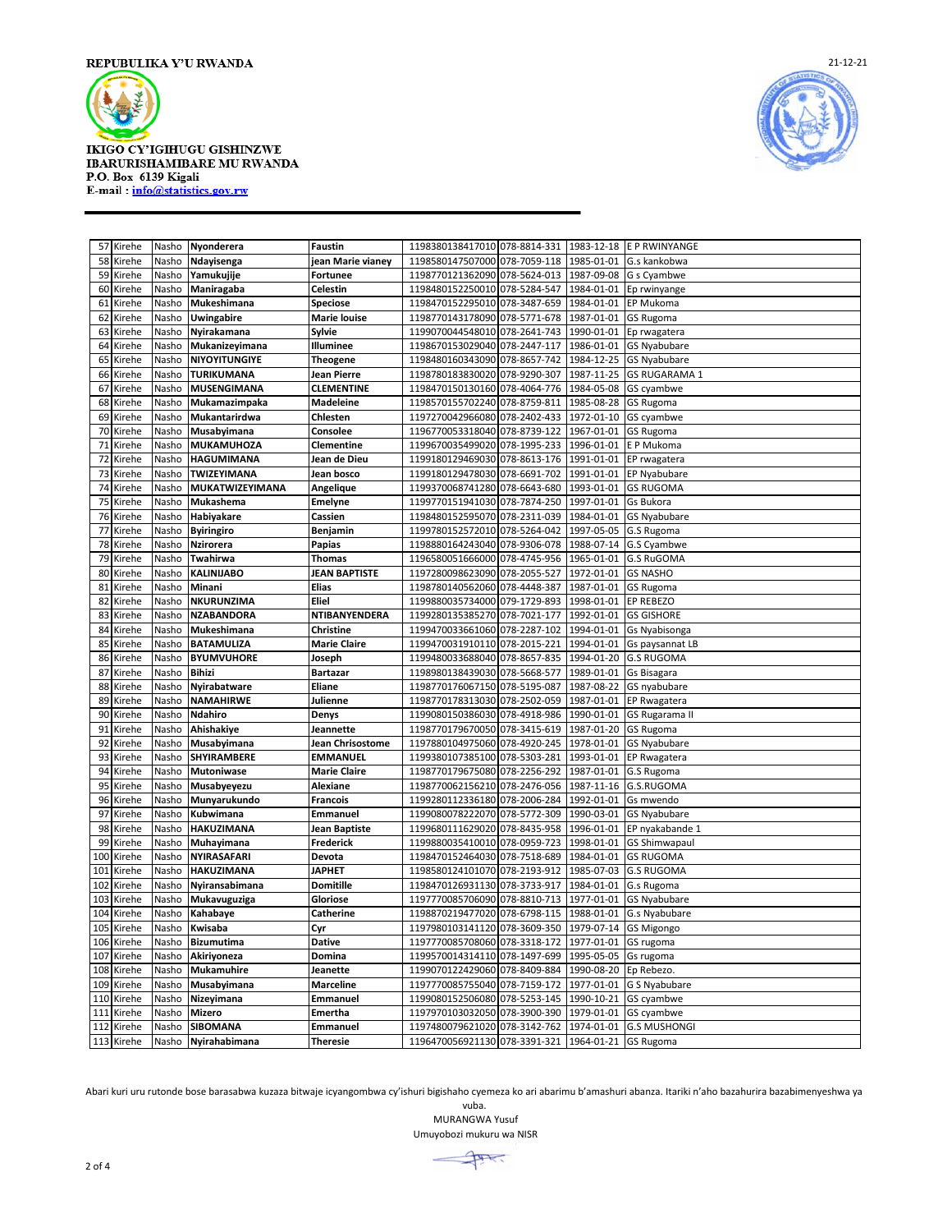REPUBULIKA Y'U RWANDA

21-12-21

IKIGO CY'IGIHUGU GISHINZWE
IBARURISHAMIBARE MU RWANDA
P.O. Box 6139 Kigali
E-mail : info@statistics.gov.rw

| | | | | | | | | |
|---|---|---|---|---|---|---|---|---|
| 57 | Kirehe | Nasho | **Nyonderera** | **Faustin** | 1198380138417010 | 078-8814-331 | 1983-12-18 | E P RWINYANGE |
| 58 | Kirehe | Nasho | **Ndayisenga** | **jean Marie vianey** | 1198580147507000 | 078-7059-118 | 1985-01-01 | G.s kankobwa |
| 59 | Kirehe | Nasho | **Yamukujije** | **Fortunee** | 1198770121362090 | 078-5624-013 | 1987-09-08 | G s Cyambwe |
| 60 | Kirehe | Nasho | **Maniragaba** | **Celestin** | 1198480152250010 | 078-5284-547 | 1984-01-01 | Ep rwinyange |
| 61 | Kirehe | Nasho | **Mukeshimana** | **Speciose** | 1198470152295010 | 078-3487-659 | 1984-01-01 | EP Mukoma |
| 62 | Kirehe | Nasho | **Uwingabire** | **Marie louise** | 1198770143178090 | 078-5771-678 | 1987-01-01 | GS Rugoma |
| 63 | Kirehe | Nasho | **Nyirakamana** | **Sylvie** | 1199070044548010 | 078-2641-743 | 1990-01-01 | Ep rwagatera |
| 64 | Kirehe | Nasho | **Mukanizeyimana** | **Illuminee** | 1198670153029040 | 078-2447-117 | 1986-01-01 | GS Nyabubare |
| 65 | Kirehe | Nasho | **NIYOYITUNGIYE** | **Theogene** | 1198480160343090 | 078-8657-742 | 1984-12-25 | GS Nyabubare |
| 66 | Kirehe | Nasho | **TURIKUMANA** | **Jean Pierre** | 1198780183830020 | 078-9290-307 | 1987-11-25 | GS RUGARAMA 1 |
| 67 | Kirehe | Nasho | **MUSENGIMANA** | **CLEMENTINE** | 1198470150130160 | 078-4064-776 | 1984-05-08 | GS cyambwe |
| 68 | Kirehe | Nasho | **Mukamazimpaka** | **Madeleine** | 1198570155702240 | 078-8759-811 | 1985-08-28 | GS Rugoma |
| 69 | Kirehe | Nasho | **Mukantarirdwa** | **Chlesten** | 1197270042966080 | 078-2402-433 | 1972-01-10 | GS cyambwe |
| 70 | Kirehe | Nasho | **Musabyimana** | **Consolee** | 1196770053318040 | 078-8739-122 | 1967-01-01 | GS Rugoma |
| 71 | Kirehe | Nasho | **MUKAMUHOZA** | **Clementine** | 1199670035499020 | 078-1995-233 | 1996-01-01 | E P Mukoma |
| 72 | Kirehe | Nasho | **HAGUMIMANA** | **Jean de Dieu** | 1199180129469030 | 078-8613-176 | 1991-01-01 | EP rwagatera |
| 73 | Kirehe | Nasho | **TWIZEYIMANA** | **Jean bosco** | 1199180129478030 | 078-6691-702 | 1991-01-01 | EP Nyabubare |
| 74 | Kirehe | Nasho | **MUKATWIZEYIMANA** | **Angelique** | 1199370068741280 | 078-6643-680 | 1993-01-01 | GS RUGOMA |
| 75 | Kirehe | Nasho | **Mukashema** | **Emelyne** | 1199770151941030 | 078-7874-250 | 1997-01-01 | Gs Bukora |
| 76 | Kirehe | Nasho | **Habiyakare** | **Cassien** | 1198480152595070 | 078-2311-039 | 1984-01-01 | GS Nyabubare |
| 77 | Kirehe | Nasho | **Byiringiro** | **Benjamin** | 1199780152572010 | 078-5264-042 | 1997-05-05 | G.S Rugoma |
| 78 | Kirehe | Nasho | **Nzirorera** | **Papias** | 1198880164243040 | 078-9306-078 | 1988-07-14 | G.S Cyambwe |
| 79 | Kirehe | Nasho | **Twahirwa** | **Thomas** | 1196580051666000 | 078-4745-956 | 1965-01-01 | G.S RuGOMA |
| 80 | Kirehe | Nasho | **KALINIJABO** | **JEAN BAPTISTE** | 1197280098623090 | 078-2055-527 | 1972-01-01 | GS NASHO |
| 81 | Kirehe | Nasho | **Minani** | **Elias** | 1198780140562060 | 078-4448-387 | 1987-01-01 | GS Rugoma |
| 82 | Kirehe | Nasho | **NKURUNZIMA** | **Eliel** | 1199880035734000 | 079-1729-893 | 1998-01-01 | EP REBEZO |
| 83 | Kirehe | Nasho | **NZABANDORA** | **NTIBANYENDERA** | 1199280135385270 | 078-7021-177 | 1992-01-01 | GS GISHORE |
| 84 | Kirehe | Nasho | **Mukeshimana** | **Christine** | 1199470033661060 | 078-2287-102 | 1994-01-01 | Gs Nyabisonga |
| 85 | Kirehe | Nasho | **BATAMULIZA** | **Marie Claire** | 1199470031910110 | 078-2015-221 | 1994-01-01 | Gs paysannat LB |
| 86 | Kirehe | Nasho | **BYUMVUHORE** | **Joseph** | 1199480033688040 | 078-8657-835 | 1994-01-20 | G.S RUGOMA |
| 87 | Kirehe | Nasho | **Bihizi** | **Bartazar** | 1198980138439030 | 078-5668-577 | 1989-01-01 | Gs Bisagara |
| 88 | Kirehe | Nasho | **Nyirabatware** | **Eliane** | 1198770176067150 | 078-5195-087 | 1987-08-22 | GS nyabubare |
| 89 | Kirehe | Nasho | **NAMAHIRWE** | **Julienne** | 1198770178313030 | 078-2502-059 | 1987-01-01 | EP Rwagatera |
| 90 | Kirehe | Nasho | **Ndahiro** | **Denys** | 1199080150386030 | 078-4918-986 | 1990-01-01 | GS Rugarama II |
| 91 | Kirehe | Nasho | **Ahishakiye** | **Jeannette** | 1198770179670050 | 078-3415-619 | 1987-01-20 | GS Rugoma |
| 92 | Kirehe | Nasho | **Musabyimana** | **Jean Chrisostome** | 1197880104975060 | 078-4920-245 | 1978-01-01 | GS Nyabubare |
| 93 | Kirehe | Nasho | **SHYIRAMBERE** | **EMMANUEL** | 1199380107385100 | 078-5303-281 | 1993-01-01 | EP Rwagatera |
| 94 | Kirehe | Nasho | **Mutoniwase** | **Marie Claire** | 1198770179675080 | 078-2256-292 | 1987-01-01 | G.S Rugoma |
| 95 | Kirehe | Nasho | **Musabyeyezu** | **Alexiane** | 1198770062156210 | 078-2476-056 | 1987-11-16 | G.S.RUGOMA |
| 96 | Kirehe | Nasho | **Munyarukundo** | **Francois** | 1199280112336180 | 078-2006-284 | 1992-01-01 | Gs mwendo |
| 97 | Kirehe | Nasho | **Kubwimana** | **Emmanuel** | 1199080078222070 | 078-5772-309 | 1990-03-01 | GS Nyabubare |
| 98 | Kirehe | Nasho | **HAKUZIMANA** | **Jean Baptiste** | 1199680111629020 | 078-8435-958 | 1996-01-01 | EP nyakabande 1 |
| 99 | Kirehe | Nasho | **Muhayimana** | **Frederick** | 1199880035410010 | 078-0959-723 | 1998-01-01 | GS Shimwapaul |
| 100 | Kirehe | Nasho | **NYIRASAFARI** | **Devota** | 1198470152464030 | 078-7518-689 | 1984-01-01 | GS RUGOMA |
| 101 | Kirehe | Nasho | **HAKUZIMANA** | **JAPHET** | 1198580124101070 | 078-2193-912 | 1985-07-03 | G.S RUGOMA |
| 102 | Kirehe | Nasho | **Nyiransabimana** | **Domitille** | 1198470126931130 | 078-3733-917 | 1984-01-01 | G.s Rugoma |
| 103 | Kirehe | Nasho | **Mukavuguziga** | **Gloriose** | 1197770085706090 | 078-8810-713 | 1977-01-01 | GS Nyabubare |
| 104 | Kirehe | Nasho | **Kahabaye** | **Catherine** | 1198870219477020 | 078-6798-115 | 1988-01-01 | G.s Nyabubare |
| 105 | Kirehe | Nasho | **Kwisaba** | **Cyr** | 1197980103141120 | 078-3609-350 | 1979-07-14 | GS Migongo |
| 106 | Kirehe | Nasho | **Bizumutima** | **Dative** | 1197770085708060 | 078-3318-172 | 1977-01-01 | GS rugoma |
| 107 | Kirehe | Nasho | **Akiriyoneza** | **Domina** | 1199570014314110 | 078-1497-699 | 1995-05-05 | Gs rugoma |
| 108 | Kirehe | Nasho | **Mukamuhire** | **Jeanette** | 1199070122429060 | 078-8409-884 | 1990-08-20 | Ep Rebezo. |
| 109 | Kirehe | Nasho | **Musabyimana** | **Marceline** | 1197770085755040 | 078-7159-172 | 1977-01-01 | G S Nyabubare |
| 110 | Kirehe | Nasho | **Nizeyimana** | **Emmanuel** | 1199080152506080 | 078-5253-145 | 1990-10-21 | GS cyambwe |
| 111 | Kirehe | Nasho | **Mizero** | **Emertha** | 1197970103032050 | 078-3900-390 | 1979-01-01 | GS cyambwe |
| 112 | Kirehe | Nasho | **SIBOMANA** | **Emmanuel** | 1197480079621020 | 078-3142-762 | 1974-01-01 | G.S MUSHONGI |
| 113 | Kirehe | Nasho | **Nyirahabimana** | **Theresie** | 1196470056921130 | 078-3391-321 | 1964-01-21 | GS Rugoma |

Abari kuri uru rutonde bose barasabwa kuzaza bitwaje icyangombwa cy'ishuri bigishaho cyemeza ko ari abarimu b'amashuri abanza. Itariki n'aho bazahurira bazabimenyeshwa ya vuba.

MURANGWA Yusuf
Umuyobozi mukuru wa NISR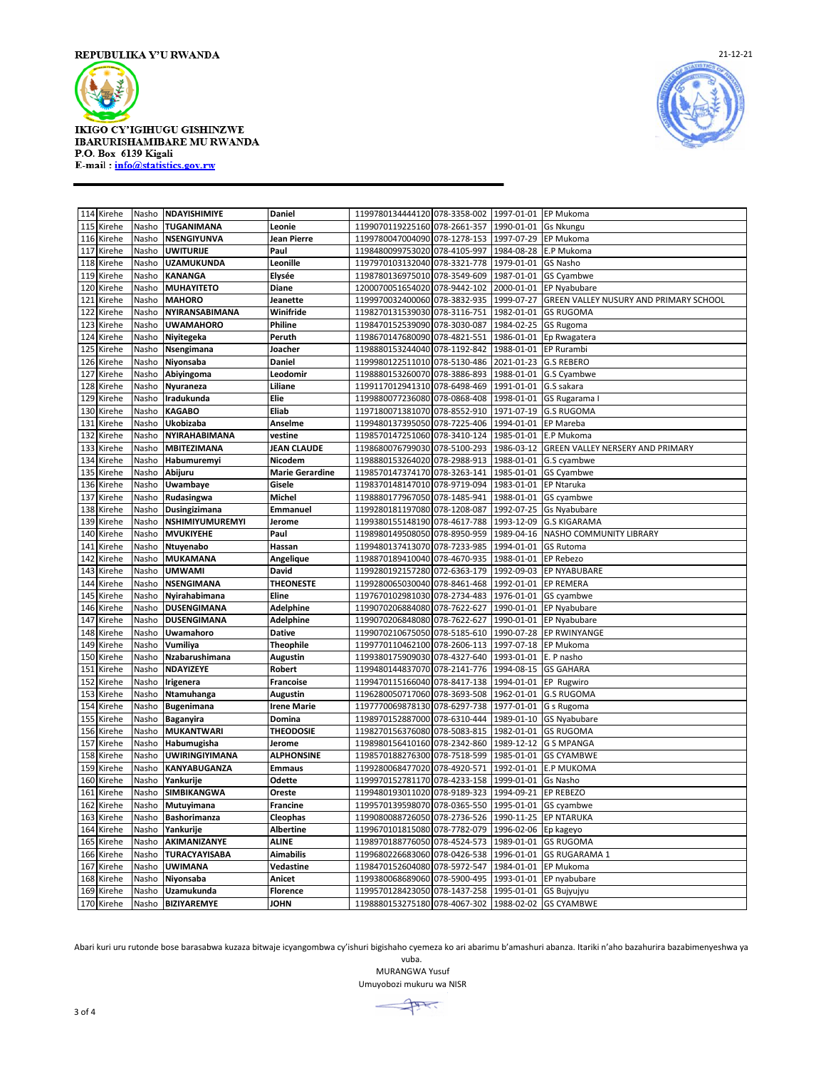REPUBULIKA Y'U RWANDA

IKIGO CY'IGIHUGU GISHINZWE
IBARURISHAMIBARE MU RWANDA
P.O. Box 6139 Kigali
E-mail : info@statistics.gov.rw

21-12-21

| | | | | | | | | |
|---|---|---|---|---|---|---|---|---|
| 114 | Kirehe | Nasho | NDAYISHIMIYE | Daniel | 1199780134444120 | 078-3358-002 | 1997-01-01 | EP Mukoma |
| 115 | Kirehe | Nasho | TUGANIMANA | Leonie | 1199070119225160 | 078-2661-357 | 1990-01-01 | Gs Nkungu |
| 116 | Kirehe | Nasho | NSENGIYUNVA | Jean Pierre | 1199780047004090 | 078-1278-153 | 1997-07-29 | EP Mukoma |
| 117 | Kirehe | Nasho | UWITURIJE | Paul | 1198480099753020 | 078-4105-997 | 1984-08-28 | E.P Mukoma |
| 118 | Kirehe | Nasho | UZAMUKUNDA | Leonille | 1197970103132040 | 078-3321-778 | 1979-01-01 | GS Nasho |
| 119 | Kirehe | Nasho | KANANGA | Elysée | 1198780136975010 | 078-3549-609 | 1987-01-01 | GS Cyambwe |
| 120 | Kirehe | Nasho | MUHAYITETO | Diane | 1200070051654020 | 078-9442-102 | 2000-01-01 | EP Nyabubare |
| 121 | Kirehe | Nasho | MAHORO | Jeanette | 1199970032400060 | 078-3832-935 | 1999-07-27 | GREEN VALLEY NUSURY AND PRIMARY SCHOOL |
| 122 | Kirehe | Nasho | NYIRANSABIMANA | Winifride | 1198270131539030 | 078-3116-751 | 1982-01-01 | GS RUGOMA |
| 123 | Kirehe | Nasho | UWAMAHORO | Philine | 1198470152539090 | 078-3030-087 | 1984-02-25 | GS Rugoma |
| 124 | Kirehe | Nasho | Niyitegeka | Peruth | 1198670147680090 | 078-4821-551 | 1986-01-01 | Ep Rwagatera |
| 125 | Kirehe | Nasho | Nsengimana | Joacher | 1198880153244040 | 078-1192-842 | 1988-01-01 | EP Rurambi |
| 126 | Kirehe | Nasho | Niyonsaba | Daniel | 1199980122511010 | 078-5130-486 | 2021-01-23 | G.S REBERO |
| 127 | Kirehe | Nasho | Abiyingoma | Leodomir | 1198880153260070 | 078-3886-893 | 1988-01-01 | G.S Cyambwe |
| 128 | Kirehe | Nasho | Nyuraneza | Liliane | 1199117012941310 | 078-6498-469 | 1991-01-01 | G.S sakara |
| 129 | Kirehe | Nasho | Iradukunda | Elie | 1199880077236080 | 078-0868-408 | 1998-01-01 | GS Rugarama I |
| 130 | Kirehe | Nasho | KAGABO | Eliab | 1197180071381070 | 078-8552-910 | 1971-07-19 | G.S RUGOMA |
| 131 | Kirehe | Nasho | Ukobizaba | Anselme | 1199480137395050 | 078-7225-406 | 1994-01-01 | EP Mareba |
| 132 | Kirehe | Nasho | NYIRAHABIMANA | vestine | 1198570147251060 | 078-3410-124 | 1985-01-01 | E.P Mukoma |
| 133 | Kirehe | Nasho | MBITEZIMANA | JEAN CLAUDE | 1198680076799030 | 078-5100-293 | 1986-03-12 | GREEN VALLEY NERSERY AND PRIMARY |
| 134 | Kirehe | Nasho | Habumuremyi | Nicodem | 1198880153264020 | 078-2988-913 | 1988-01-01 | G.S cyambwe |
| 135 | Kirehe | Nasho | Abijuru | Marie Gerardine | 1198570147374170 | 078-3263-141 | 1985-01-01 | GS Cyambwe |
| 136 | Kirehe | Nasho | Uwambaye | Gisele | 1198370148147010 | 078-9719-094 | 1983-01-01 | EP Ntaruka |
| 137 | Kirehe | Nasho | Rudasingwa | Michel | 1198880177967050 | 078-1485-941 | 1988-01-01 | GS cyambwe |
| 138 | Kirehe | Nasho | Dusingizimana | Emmanuel | 1199280181197080 | 078-1208-087 | 1992-07-25 | Gs Nyabubare |
| 139 | Kirehe | Nasho | NSHIMIYUMUREMYI | Jerome | 1199380155148190 | 078-4617-788 | 1993-12-09 | G.S KIGARAMA |
| 140 | Kirehe | Nasho | MVUKIYEHE | Paul | 1198980149508050 | 078-8950-959 | 1989-04-16 | NASHO COMMUNITY LIBRARY |
| 141 | Kirehe | Nasho | Ntuyenabo | Hassan | 1199480137413070 | 078-7233-985 | 1994-01-01 | GS Rutoma |
| 142 | Kirehe | Nasho | MUKAMANA | Angelique | 1198870189410040 | 078-4670-935 | 1988-01-01 | GS Rebezo |
| 143 | Kirehe | Nasho | UMWAMI | David | 1199280192157280 | 072-6363-179 | 1992-09-03 | EP NYABUBARE |
| 144 | Kirehe | Nasho | NSENGIMANA | THEONESTE | 1199280065030040 | 078-8461-468 | 1992-01-01 | EP REMERA |
| 145 | Kirehe | Nasho | Nyirahabimana | Eline | 1197670102981030 | 078-2734-483 | 1976-01-01 | GS cyambwe |
| 146 | Kirehe | Nasho | DUSENGIMANA | Adelphine | 1199070206884080 | 078-7622-627 | 1990-01-01 | EP Nyabubare |
| 147 | Kirehe | Nasho | DUSENGIMANA | Adelphine | 1199070206848080 | 078-7622-627 | 1990-01-01 | EP Nyabubare |
| 148 | Kirehe | Nasho | Uwamahoro | Dative | 1199070210675050 | 078-5185-610 | 1990-07-28 | EP RWINYANGE |
| 149 | Kirehe | Nasho | Vumiliya | Theophile | 1199770110462100 | 078-2606-113 | 1997-07-18 | EP Mukoma |
| 150 | Kirehe | Nasho | Nzabarushimana | Augustin | 1199380175909030 | 078-4327-640 | 1993-01-01 | E. P nasho |
| 151 | Kirehe | Nasho | NDAYIZEYE | Robert | 1199480144837070 | 078-2141-776 | 1994-08-15 | GS GAHARA |
| 152 | Kirehe | Nasho | Irigenera | Francoise | 1199470115166040 | 078-8417-138 | 1994-01-01 | EP Rugwiro |
| 153 | Kirehe | Nasho | Ntamuhanga | Augustin | 1196280050717060 | 078-3693-508 | 1962-01-01 | G.S RUGOMA |
| 154 | Kirehe | Nasho | Bugenimana | Irene Marie | 1197770069878130 | 078-6297-738 | 1977-01-01 | G s Rugoma |
| 155 | Kirehe | Nasho | Baganyira | Domina | 1198970152887000 | 078-6310-444 | 1989-01-10 | GS Nyabubare |
| 156 | Kirehe | Nasho | MUKANTWARI | THEODOSIE | 1198270156376080 | 078-5083-815 | 1982-01-01 | GS RUGOMA |
| 157 | Kirehe | Nasho | Habumugisha | Jerome | 1198980156410160 | 078-2342-860 | 1989-12-12 | G S MPANGA |
| 158 | Kirehe | Nasho | UWIRINGIYIMANA | ALPHONSINE | 1198570188276300 | 078-7518-599 | 1985-01-01 | GS CYAMBWE |
| 159 | Kirehe | Nasho | KANYABUGANZA | Emmaus | 1199280068477020 | 078-4920-571 | 1992-01-01 | E.P MUKOMA |
| 160 | Kirehe | Nasho | Yankurije | Odette | 1199970152781170 | 078-4233-158 | 1999-01-01 | Gs Nasho |
| 161 | Kirehe | Nasho | SIMBIKANGWA | Oreste | 1199480193011020 | 078-9189-323 | 1994-09-21 | EP REBEZO |
| 162 | Kirehe | Nasho | Mutuyimana | Francine | 1199570139598070 | 078-0365-550 | 1995-01-01 | GS cyambwe |
| 163 | Kirehe | Nasho | Bashorimanza | Cleophas | 1199080088726050 | 078-2736-526 | 1990-11-25 | EP NTARUKA |
| 164 | Kirehe | Nasho | Yankurije | Albertine | 1199670101815080 | 078-7782-079 | 1996-02-06 | Ep kageyo |
| 165 | Kirehe | Nasho | AKIMANIZANYE | ALINE | 1198970188776050 | 078-4524-573 | 1989-01-01 | GS RUGOMA |
| 166 | Kirehe | Nasho | TURACYAYISABA | Aimabilis | 1199680226683060 | 078-0426-538 | 1996-01-01 | GS RUGARAMA 1 |
| 167 | Kirehe | Nasho | UWIMANA | Vedastine | 1198470152604080 | 078-5972-547 | 1984-01-01 | EP Mukoma |
| 168 | Kirehe | Nasho | Niyonsaba | Anicet | 1199380068689060 | 078-5900-495 | 1993-01-01 | EP nyabubare |
| 169 | Kirehe | Nasho | Uzamukunda | Florence | 1199570128423050 | 078-1437-258 | 1995-01-01 | GS Bujyujyu |
| 170 | Kirehe | Nasho | BIZIYAREMYE | JOHN | 1198880153275180 | 078-4067-302 | 1988-02-02 | GS CYAMBWE |

Abari kuri uru rutonde bose barasabwa kuzaza bitwaje icyangombwa cy'ishuri bigishaho cyemeza ko ari abarimu b'amashuri abanza. Itariki n'aho bazahurira bazabimenyeshwa ya vuba.

MURANGWA Yusuf
Umuyobozi mukuru wa NISR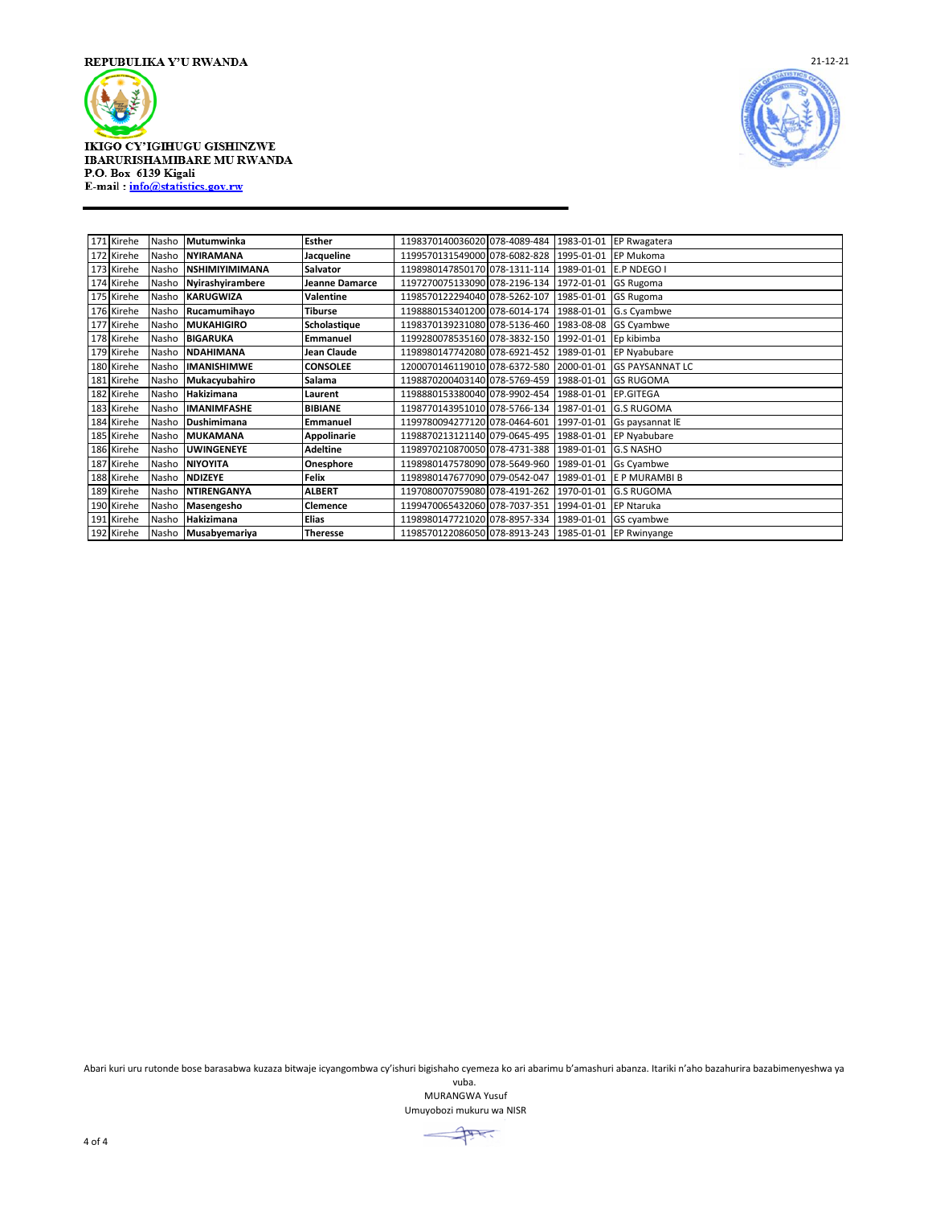REPUBULIKA Y'U RWANDA

IKIGO CY'IGIHUGU GISHINZWE IBARURISHAMIBARE MU RWANDA
P.O. Box 6139 Kigali
E-mail : info@statistics.gov.rw

21-12-21

| | | | | | | | | |
|---|---|---|---|---|---|---|---|---|
| 171 | Kirehe | Nasho | **Mutumwinka** | **Esther** | 1198370140036020 | 078-4089-484 | 1983-01-01 | EP Rwagatera |
| 172 | Kirehe | Nasho | **NYIRAMANA** | **Jacqueline** | 1199570131549000 | 078-6082-828 | 1995-01-01 | EP Mukoma |
| 173 | Kirehe | Nasho | **NSHIMIYIMIMANA** | **Salvator** | 1198980147850170 | 078-1311-114 | 1989-01-01 | E.P NDEGO I |
| 174 | Kirehe | Nasho | **Nyirashyirambere** | **Jeanne Damarce** | 1197270075133090 | 078-2196-134 | 1972-01-01 | GS Rugoma |
| 175 | Kirehe | Nasho | **KARUGWIZA** | **Valentine** | 1198570122294040 | 078-5262-107 | 1985-01-01 | GS Rugoma |
| 176 | Kirehe | Nasho | **Rucamumihayo** | **Tiburse** | 1198880153401200 | 078-6014-174 | 1988-01-01 | G.s Cyambwe |
| 177 | Kirehe | Nasho | **MUKAHIGIRO** | **Scholastique** | 1198370139231080 | 078-5136-460 | 1983-08-08 | GS Cyambwe |
| 178 | Kirehe | Nasho | **BIGARUKA** | **Emmanuel** | 1199280078535160 | 078-3832-150 | 1992-01-01 | Ep kibimba |
| 179 | Kirehe | Nasho | **NDAHIMANA** | **Jean Claude** | 1198980147742080 | 078-6921-452 | 1989-01-01 | EP Nyabubare |
| 180 | Kirehe | Nasho | **IMANISHIMWE** | **CONSOLEE** | 1200070146119010 | 078-6372-580 | 2000-01-01 | GS PAYSANNAT LC |
| 181 | Kirehe | Nasho | **Mukacyubahiro** | **Salama** | 1198870200403140 | 078-5769-459 | 1988-01-01 | GS RUGOMA |
| 182 | Kirehe | Nasho | **Hakizimana** | **Laurent** | 1198880153380040 | 078-9902-454 | 1988-01-01 | EP.GITEGA |
| 183 | Kirehe | Nasho | **IMANIMFASHE** | **BIBIANE** | 1198770143951010 | 078-5766-134 | 1987-01-01 | G.S RUGOMA |
| 184 | Kirehe | Nasho | **Dushimimana** | **Emmanuel** | 1199780094277120 | 078-0464-601 | 1997-01-01 | Gs paysannat lE |
| 185 | Kirehe | Nasho | **MUKAMANA** | **Appolinarie** | 1198870213121140 | 079-0645-495 | 1988-01-01 | EP Nyabubare |
| 186 | Kirehe | Nasho | **UWINGENEYE** | **Adeltine** | 1198970210870050 | 078-4731-388 | 1989-01-01 | G.S NASHO |
| 187 | Kirehe | Nasho | **NIYOYITA** | **Onesphore** | 1198980147578090 | 078-5649-960 | 1989-01-01 | Gs Cyambwe |
| 188 | Kirehe | Nasho | **NDIZEYE** | **Felix** | 1198980147677090 | 079-0542-047 | 1989-01-01 | E P MURAMBI B |
| 189 | Kirehe | Nasho | **NTIRENGANYA** | **ALBERT** | 1197080070759080 | 078-4191-262 | 1970-01-01 | G.S RUGOMA |
| 190 | Kirehe | Nasho | **Masengesho** | **Clemence** | 1199470065432060 | 078-7037-351 | 1994-01-01 | EP Ntaruka |
| 191 | Kirehe | Nasho | **Hakizimana** | **Elias** | 1198980147721020 | 078-8957-334 | 1989-01-01 | GS cyambwe |
| 192 | Kirehe | Nasho | **Musabyemariya** | **Theresse** | 1198570122086050 | 078-8913-243 | 1985-01-01 | EP Rwinyange |

Abari kuri uru rutonde bose barasabwa kuzaza bitwaje icyangombwa cy'ishuri bigishaho cyemeza ko ari abarimu b'amashuri abanza. Itariki n'aho bazahurira bazabimenyeshwa ya vuba.

MURANGWA Yusuf
Umuyobozi mukuru wa NISR